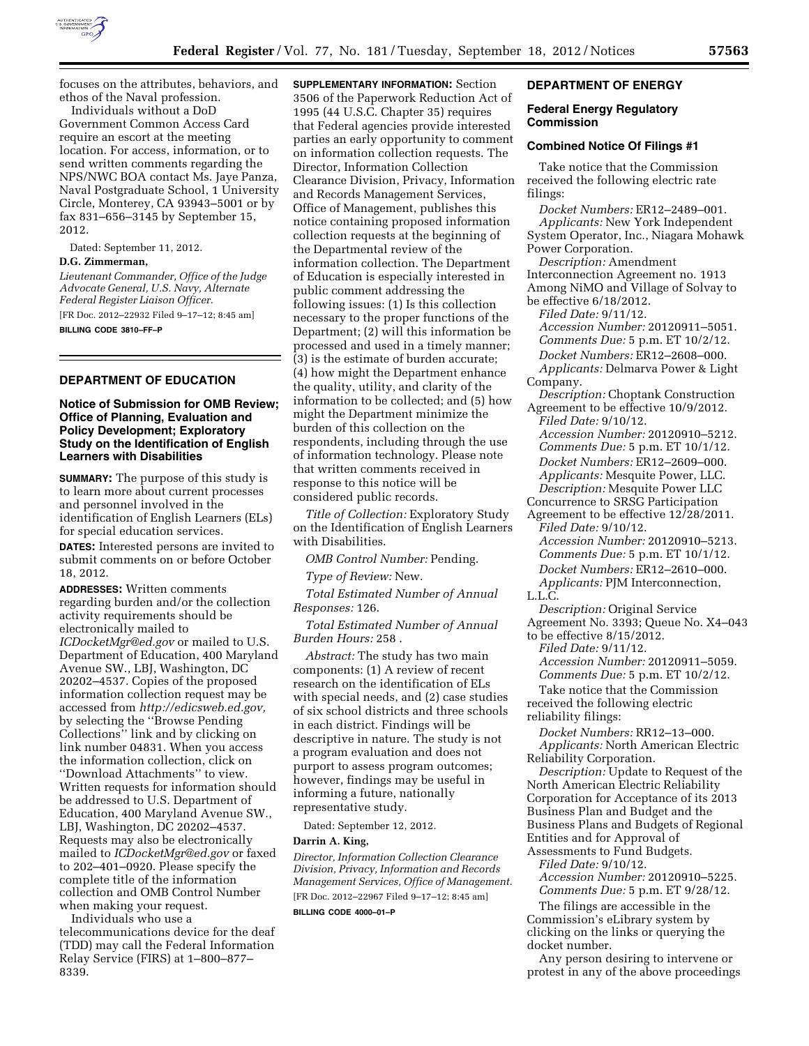focuses on the attributes, behaviors, and ethos of the Naval profession.

Individuals without a DoD Government Common Access Card require an escort at the meeting location. For access, information, or to send written comments regarding the NPS/NWC BOA contact Ms. Jaye Panza, Naval Postgraduate School, 1 University Circle, Monterey, CA 93943–5001 or by fax 831–656–3145 by September 15, 2012.

Dated: September 11, 2012.

**D.G. Zimmerman,**

*Lieutenant Commander, Office of the Judge Advocate General, U.S. Navy, Alternate Federal Register Liaison Officer.*

[FR Doc. 2012–22932 Filed 9–17–12; 8:45 am]

**BILLING CODE 3810–FF–P**

## DEPARTMENT OF EDUCATION

### Notice of Submission for OMB Review; Office of Planning, Evaluation and Policy Development; Exploratory Study on the Identification of English Learners with Disabilities

**SUMMARY:** The purpose of this study is to learn more about current processes and personnel involved in the identification of English Learners (ELs) for special education services.

**DATES:** Interested persons are invited to submit comments on or before October 18, 2012.

**ADDRESSES:** Written comments regarding burden and/or the collection activity requirements should be electronically mailed to *ICDocketMgr@ed.gov* or mailed to U.S. Department of Education, 400 Maryland Avenue SW., LBJ, Washington, DC 20202–4537. Copies of the proposed information collection request may be accessed from *http://edicsweb.ed.gov*, by selecting the ''Browse Pending Collections'' link and by clicking on link number 04831. When you access the information collection, click on ''Download Attachments'' to view. Written requests for information should be addressed to U.S. Department of Education, 400 Maryland Avenue SW., LBJ, Washington, DC 20202–4537. Requests may also be electronically mailed to *ICDocketMgr@ed.gov* or faxed to 202–401–0920. Please specify the complete title of the information collection and OMB Control Number when making your request.

Individuals who use a telecommunications device for the deaf (TDD) may call the Federal Information Relay Service (FIRS) at 1–800–877–8339.

**SUPPLEMENTARY INFORMATION:** Section 3506 of the Paperwork Reduction Act of 1995 (44 U.S.C. Chapter 35) requires that Federal agencies provide interested parties an early opportunity to comment on information collection requests. The Director, Information Collection Clearance Division, Privacy, Information and Records Management Services, Office of Management, publishes this notice containing proposed information collection requests at the beginning of the Departmental review of the information collection. The Department of Education is especially interested in public comment addressing the following issues: (1) Is this collection necessary to the proper functions of the Department; (2) will this information be processed and used in a timely manner; (3) is the estimate of burden accurate; (4) how might the Department enhance the quality, utility, and clarity of the information to be collected; and (5) how might the Department minimize the burden of this collection on the respondents, including through the use of information technology. Please note that written comments received in response to this notice will be considered public records.

*Title of Collection:* Exploratory Study on the Identification of English Learners with Disabilities.

*OMB Control Number:* Pending.

*Type of Review:* New.

*Total Estimated Number of Annual Responses:* 126.

*Total Estimated Number of Annual Burden Hours:* 258 .

*Abstract:* The study has two main components: (1) A review of recent research on the identification of ELs with special needs, and (2) case studies of six school districts and three schools in each district. Findings will be descriptive in nature. The study is not a program evaluation and does not purport to assess program outcomes; however, findings may be useful in informing a future, nationally representative study.

Dated: September 12, 2012.

**Darrin A. King,**

*Director, Information Collection Clearance Division, Privacy, Information and Records Management Services, Office of Management.*

[FR Doc. 2012–22967 Filed 9–17–12; 8:45 am]

**BILLING CODE 4000–01–P**

## DEPARTMENT OF ENERGY

### Federal Energy Regulatory Commission

### Combined Notice Of Filings #1

Take notice that the Commission received the following electric rate filings:

*Docket Numbers:* ER12–2489–001.
*Applicants:* New York Independent System Operator, Inc., Niagara Mohawk Power Corporation.
*Description:* Amendment Interconnection Agreement no. 1913 Among NiMO and Village of Solvay to be effective 6/18/2012.
*Filed Date:* 9/11/12.
*Accession Number:* 20120911–5051.
*Comments Due:* 5 p.m. ET 10/2/12.

*Docket Numbers:* ER12–2608–000.
*Applicants:* Delmarva Power & Light Company.
*Description:* Choptank Construction Agreement to be effective 10/9/2012.
*Filed Date:* 9/10/12.
*Accession Number:* 20120910–5212.
*Comments Due:* 5 p.m. ET 10/1/12.

*Docket Numbers:* ER12–2609–000.
*Applicants:* Mesquite Power, LLC.
*Description:* Mesquite Power LLC Concurrence to SRSG Participation Agreement to be effective 12/28/2011.
*Filed Date:* 9/10/12.
*Accession Number:* 20120910–5213.
*Comments Due:* 5 p.m. ET 10/1/12.

*Docket Numbers:* ER12–2610–000.
*Applicants:* PJM Interconnection, L.L.C.
*Description:* Original Service Agreement No. 3393; Queue No. X4–043 to be effective 8/15/2012.
*Filed Date:* 9/11/12.
*Accession Number:* 20120911–5059.
*Comments Due:* 5 p.m. ET 10/2/12.

Take notice that the Commission received the following electric reliability filings:

*Docket Numbers:* RR12–13–000.
*Applicants:* North American Electric Reliability Corporation.
*Description:* Update to Request of the North American Electric Reliability Corporation for Acceptance of its 2013 Business Plan and Budget and the Business Plans and Budgets of Regional Entities and for Approval of Assessments to Fund Budgets.
*Filed Date:* 9/10/12.
*Accession Number:* 20120910–5225.
*Comments Due:* 5 p.m. ET 9/28/12.

The filings are accessible in the Commission's eLibrary system by clicking on the links or querying the docket number.

Any person desiring to intervene or protest in any of the above proceedings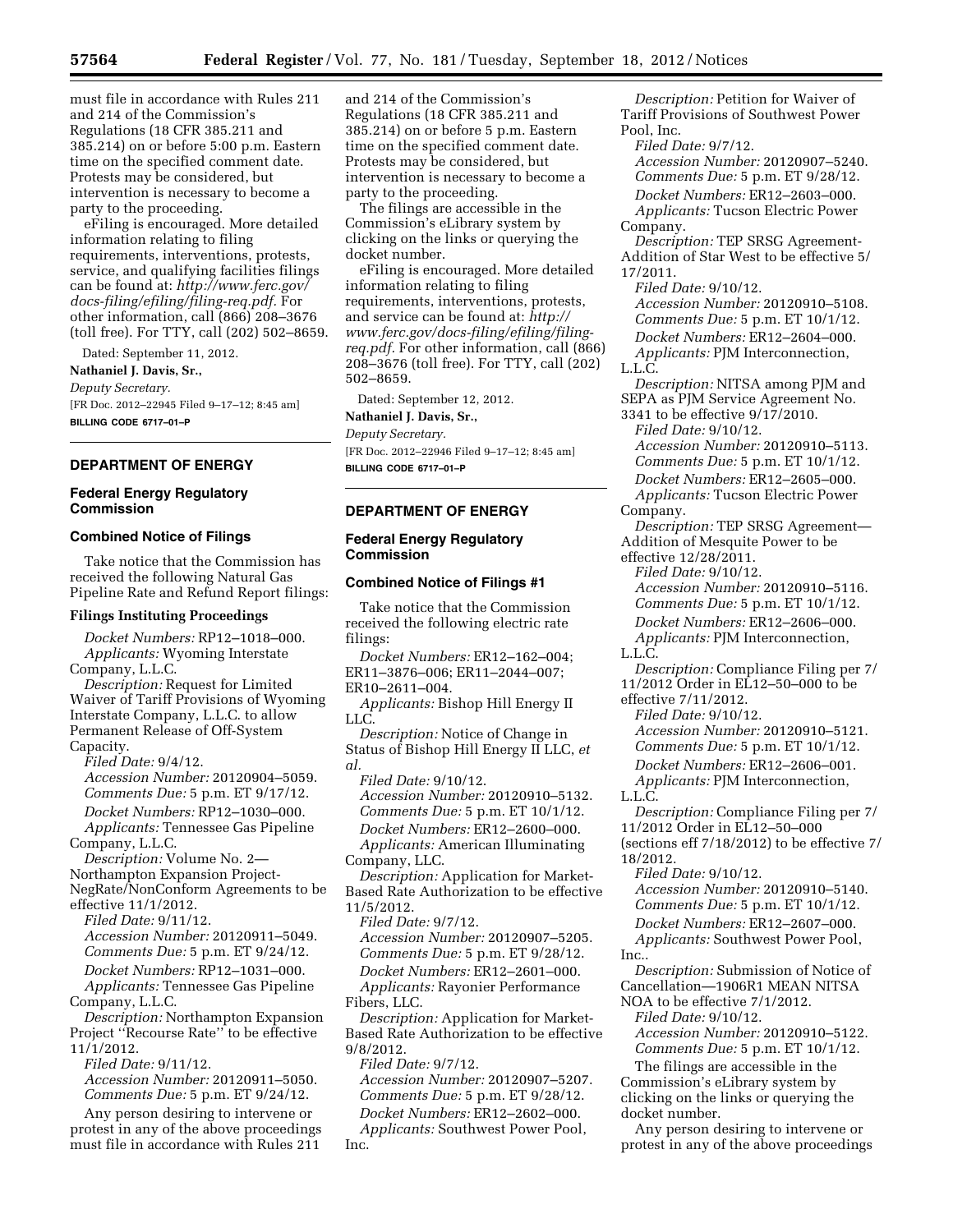must file in accordance with Rules 211 and 214 of the Commission's Regulations (18 CFR 385.211 and 385.214) on or before 5:00 p.m. Eastern time on the specified comment date. Protests may be considered, but intervention is necessary to become a party to the proceeding.

eFiling is encouraged. More detailed information relating to filing requirements, interventions, protests, service, and qualifying facilities filings can be found at: *http://www.ferc.gov/docs-filing/efiling/filing-req.pdf*. For other information, call (866) 208–3676 (toll free). For TTY, call (202) 502–8659.

Dated: September 11, 2012.

**Nathaniel J. Davis, Sr.,**

*Deputy Secretary.*

[FR Doc. 2012–22945 Filed 9–17–12; 8:45 am]

**BILLING CODE 6717–01–P**

## DEPARTMENT OF ENERGY

### Federal Energy Regulatory Commission

#### Combined Notice of Filings

Take notice that the Commission has received the following Natural Gas Pipeline Rate and Refund Report filings:

**Filings Instituting Proceedings**

*Docket Numbers:* RP12–1018–000.
*Applicants:* Wyoming Interstate Company, L.L.C.
*Description:* Request for Limited Waiver of Tariff Provisions of Wyoming Interstate Company, L.L.C. to allow Permanent Release of Off-System Capacity.
*Filed Date:* 9/4/12.
*Accession Number:* 20120904–5059.
*Comments Due:* 5 p.m. ET 9/17/12.

*Docket Numbers:* RP12–1030–000.
*Applicants:* Tennessee Gas Pipeline Company, L.L.C.
*Description:* Volume No. 2—Northampton Expansion Project-NegRate/NonConform Agreements to be effective 11/1/2012.
*Filed Date:* 9/11/12.
*Accession Number:* 20120911–5049.
*Comments Due:* 5 p.m. ET 9/24/12.

*Docket Numbers:* RP12–1031–000.
*Applicants:* Tennessee Gas Pipeline Company, L.L.C.
*Description:* Northampton Expansion Project ''Recourse Rate'' to be effective 11/1/2012.
*Filed Date:* 9/11/12.
*Accession Number:* 20120911–5050.
*Comments Due:* 5 p.m. ET 9/24/12.

Any person desiring to intervene or protest in any of the above proceedings must file in accordance with Rules 211 and 214 of the Commission's Regulations (18 CFR 385.211 and 385.214) on or before 5 p.m. Eastern time on the specified comment date. Protests may be considered, but intervention is necessary to become a party to the proceeding.

The filings are accessible in the Commission's eLibrary system by clicking on the links or querying the docket number.

eFiling is encouraged. More detailed information relating to filing requirements, interventions, protests, and service can be found at: *http://www.ferc.gov/docs-filing/efiling/filing-req.pdf*. For other information, call (866) 208–3676 (toll free). For TTY, call (202) 502–8659.

Dated: September 12, 2012.

**Nathaniel J. Davis, Sr.,**

*Deputy Secretary.*

[FR Doc. 2012–22946 Filed 9–17–12; 8:45 am]

**BILLING CODE 6717–01–P**

## DEPARTMENT OF ENERGY

### Federal Energy Regulatory Commission

#### Combined Notice of Filings #1

Take notice that the Commission received the following electric rate filings:

*Docket Numbers:* ER12–162–004; ER11–3876–006; ER11–2044–007; ER10–2611–004.
*Applicants:* Bishop Hill Energy II LLC.
*Description:* Notice of Change in Status of Bishop Hill Energy II LLC, *et al.*
*Filed Date:* 9/10/12.
*Accession Number:* 20120910–5132.
*Comments Due:* 5 p.m. ET 10/1/12.

*Docket Numbers:* ER12–2600–000.
*Applicants:* American Illuminating Company, LLC.
*Description:* Application for Market-Based Rate Authorization to be effective 11/5/2012.
*Filed Date:* 9/7/12.
*Accession Number:* 20120907–5205.
*Comments Due:* 5 p.m. ET 9/28/12.

*Docket Numbers:* ER12–2601–000.
*Applicants:* Rayonier Performance Fibers, LLC.
*Description:* Application for Market-Based Rate Authorization to be effective 9/8/2012.
*Filed Date:* 9/7/12.
*Accession Number:* 20120907–5207.
*Comments Due:* 5 p.m. ET 9/28/12.

*Docket Numbers:* ER12–2602–000.
*Applicants:* Southwest Power Pool, Inc.
*Description:* Petition for Waiver of Tariff Provisions of Southwest Power Pool, Inc.
*Filed Date:* 9/7/12.
*Accession Number:* 20120907–5240.
*Comments Due:* 5 p.m. ET 9/28/12.

*Docket Numbers:* ER12–2603–000.
*Applicants:* Tucson Electric Power Company.
*Description:* TEP SRSG Agreement-Addition of Star West to be effective 5/17/2011.
*Filed Date:* 9/10/12.
*Accession Number:* 20120910–5108.
*Comments Due:* 5 p.m. ET 10/1/12.

*Docket Numbers:* ER12–2604–000.
*Applicants:* PJM Interconnection, L.L.C.
*Description:* NITSA among PJM and SEPA as PJM Service Agreement No. 3341 to be effective 9/17/2010.
*Filed Date:* 9/10/12.
*Accession Number:* 20120910–5113.
*Comments Due:* 5 p.m. ET 10/1/12.

*Docket Numbers:* ER12–2605–000.
*Applicants:* Tucson Electric Power Company.
*Description:* TEP SRSG Agreement—Addition of Mesquite Power to be effective 12/28/2011.
*Filed Date:* 9/10/12.
*Accession Number:* 20120910–5116.
*Comments Due:* 5 p.m. ET 10/1/12.

*Docket Numbers:* ER12–2606–000.
*Applicants:* PJM Interconnection, L.L.C.
*Description:* Compliance Filing per 7/11/2012 Order in EL12–50–000 to be effective 7/11/2012.
*Filed Date:* 9/10/12.
*Accession Number:* 20120910–5121.
*Comments Due:* 5 p.m. ET 10/1/12.

*Docket Numbers:* ER12–2606–001.
*Applicants:* PJM Interconnection, L.L.C.
*Description:* Compliance Filing per 7/11/2012 Order in EL12–50–000 (sections eff 7/18/2012) to be effective 7/18/2012.
*Filed Date:* 9/10/12.
*Accession Number:* 20120910–5140.
*Comments Due:* 5 p.m. ET 10/1/12.

*Docket Numbers:* ER12–2607–000.
*Applicants:* Southwest Power Pool, Inc..
*Description:* Submission of Notice of Cancellation—1906R1 MEAN NITSA NOA to be effective 7/1/2012.
*Filed Date:* 9/10/12.
*Accession Number:* 20120910–5122.
*Comments Due:* 5 p.m. ET 10/1/12.

The filings are accessible in the Commission's eLibrary system by clicking on the links or querying the docket number.

Any person desiring to intervene or protest in any of the above proceedings